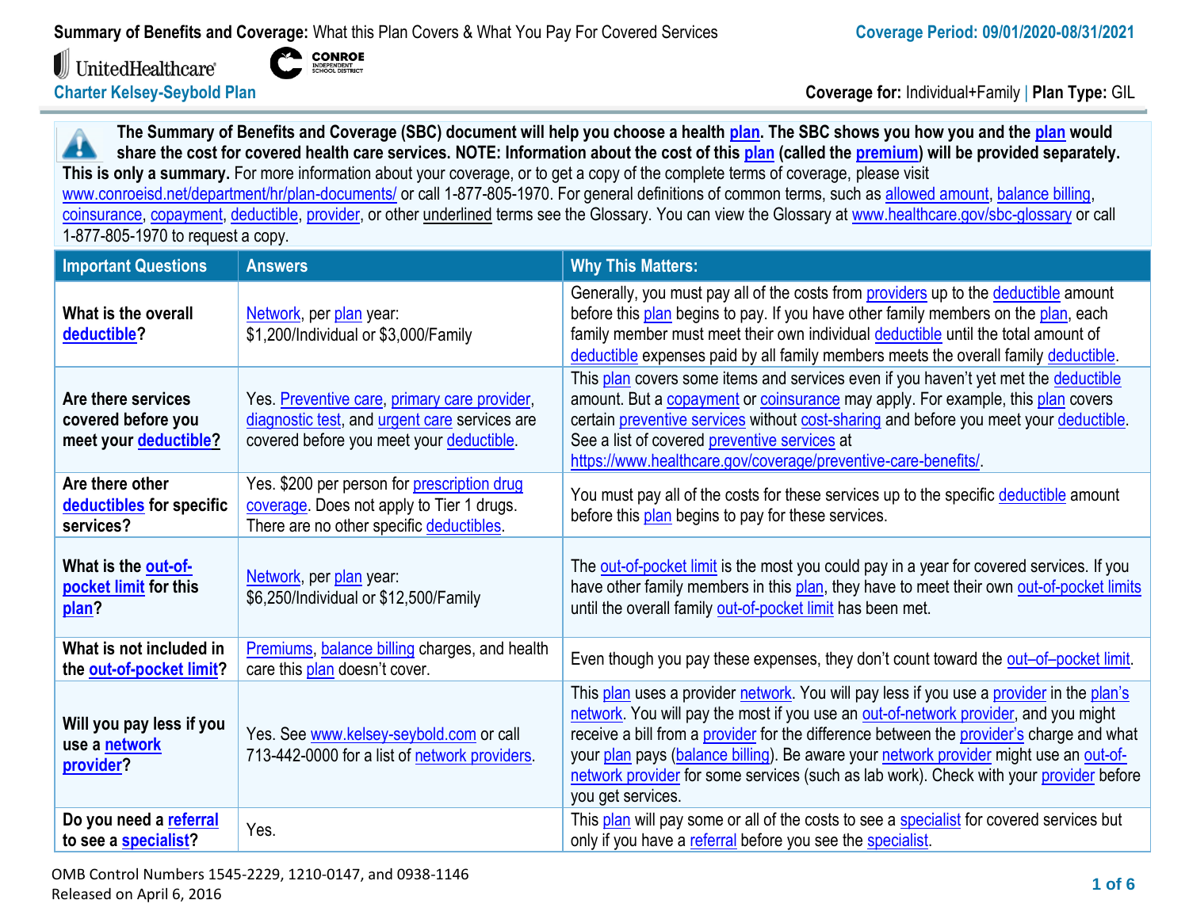**Summary of Benefits and Coverage:** What this Plan Covers & What You Pay For Covered Services

**Coverage Period: 09/01/2020-08/31/2021**

UnitedHealthcare | CONROE INDEPENDENT SCHOOL DISTRICT

**Charter Kelsey-Seybold Plan**

**Coverage for:** Individual+Family | **Plan Type:** GIL

**The Summary of Benefits and Coverage (SBC) document will help you choose a health plan. The SBC shows you how you and the plan would share the cost for covered health care services. NOTE: Information about the cost of this plan (called the premium) will be provided separately. This is only a summary.** For more information about your coverage, or to get a copy of the complete terms of coverage, please visit www.conroeisd.net/department/hr/plan-documents/ or call 1-877-805-1970. For general definitions of common terms, such as allowed amount, balance billing, coinsurance, copayment, deductible, provider, or other underlined terms see the Glossary. You can view the Glossary at www.healthcare.gov/sbc-glossary or call 1-877-805-1970 to request a copy.

| Important Questions | Answers | Why This Matters: |
|---|---|---|
| **What is the overall deductible?** | Network, per plan year: $1,200/Individual or $3,000/Family | Generally, you must pay all of the costs from providers up to the deductible amount before this plan begins to pay. If you have other family members on the plan, each family member must meet their own individual deductible until the total amount of deductible expenses paid by all family members meets the overall family deductible. |
| **Are there services covered before you meet your deductible?** | Yes. Preventive care, primary care provider, diagnostic test, and urgent care services are covered before you meet your deductible. | This plan covers some items and services even if you haven't yet met the deductible amount. But a copayment or coinsurance may apply. For example, this plan covers certain preventive services without cost-sharing and before you meet your deductible. See a list of covered preventive services at https://www.healthcare.gov/coverage/preventive-care-benefits/. |
| **Are there other deductibles for specific services?** | Yes. $200 per person for prescription drug coverage. Does not apply to Tier 1 drugs. There are no other specific deductibles. | You must pay all of the costs for these services up to the specific deductible amount before this plan begins to pay for these services. |
| **What is the out-of-pocket limit for this plan?** | Network, per plan year: $6,250/Individual or $12,500/Family | The out-of-pocket limit is the most you could pay in a year for covered services. If you have other family members in this plan, they have to meet their own out-of-pocket limits until the overall family out-of-pocket limit has been met. |
| **What is not included in the out-of-pocket limit?** | Premiums, balance billing charges, and health care this plan doesn't cover. | Even though you pay these expenses, they don't count toward the out–of–pocket limit. |
| **Will you pay less if you use a network provider?** | Yes. See www.kelsey-seybold.com or call 713-442-0000 for a list of network providers. | This plan uses a provider network. You will pay less if you use a provider in the plan's network. You will pay the most if you use an out-of-network provider, and you might receive a bill from a provider for the difference between the provider's charge and what your plan pays (balance billing). Be aware your network provider might use an out-of-network provider for some services (such as lab work). Check with your provider before you get services. |
| **Do you need a referral to see a specialist?** | Yes. | This plan will pay some or all of the costs to see a specialist for covered services but only if you have a referral before you see the specialist. |

OMB Control Numbers 1545-2229, 1210-0147, and 0938-1146
Released on April 6, 2016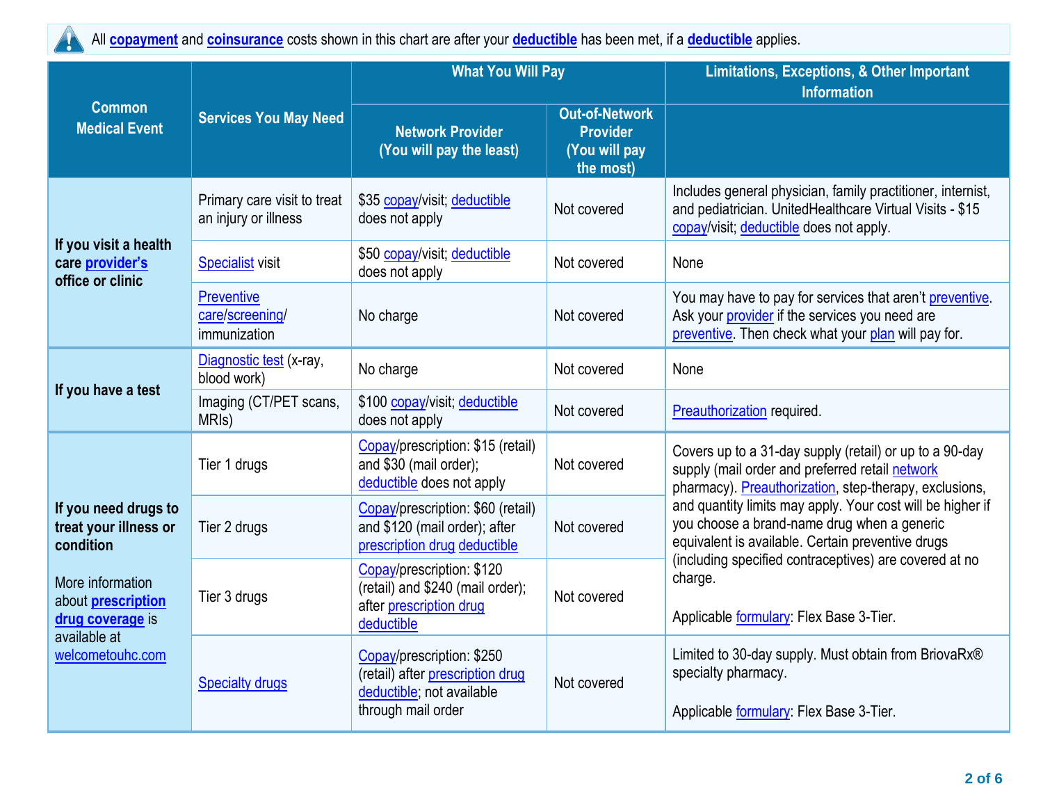All **copayment** and **coinsurance** costs shown in this chart are after your **deductible** has been met, if a **deductible** applies.

| Common Medical Event | Services You May Need | What You Will Pay | | Limitations, Exceptions, & Other Important Information |
|---|---|---|---|---|
| | | Network Provider (You will pay the least) | Out-of-Network Provider (You will pay the most) | |
| **If you visit a health care provider's office or clinic** | Primary care visit to treat an injury or illness | $35 copay/visit; deductible does not apply | Not covered | Includes general physician, family practitioner, internist, and pediatrician. UnitedHealthcare Virtual Visits - $15 copay/visit; deductible does not apply. |
| | Specialist visit | $50 copay/visit; deductible does not apply | Not covered | None |
| | Preventive care/screening/ immunization | No charge | Not covered | You may have to pay for services that aren't preventive. Ask your provider if the services you need are preventive. Then check what your plan will pay for. |
| **If you have a test** | Diagnostic test (x-ray, blood work) | No charge | Not covered | None |
| | Imaging (CT/PET scans, MRIs) | $100 copay/visit; deductible does not apply | Not covered | Preauthorization required. |
| **If you need drugs to treat your illness or condition**<br><br>More information about **prescription drug coverage** is available at welcometouhc.com | Tier 1 drugs | Copay/prescription: $15 (retail) and $30 (mail order); deductible does not apply | Not covered | Covers up to a 31-day supply (retail) or up to a 90-day supply (mail order and preferred retail network pharmacy). Preauthorization, step-therapy, exclusions, and quantity limits may apply. Your cost will be higher if you choose a brand-name drug when a generic equivalent is available. Certain preventive drugs (including specified contraceptives) are covered at no charge.<br><br>Applicable formulary: Flex Base 3-Tier. |
| | Tier 2 drugs | Copay/prescription: $60 (retail) and $120 (mail order); after prescription drug deductible | Not covered | |
| | Tier 3 drugs | Copay/prescription: $120 (retail) and $240 (mail order); after prescription drug deductible | Not covered | |
| | Specialty drugs | Copay/prescription: $250 (retail) after prescription drug deductible; not available through mail order | Not covered | Limited to 30-day supply. Must obtain from BriovaRx® specialty pharmacy.<br><br>Applicable formulary: Flex Base 3-Tier. |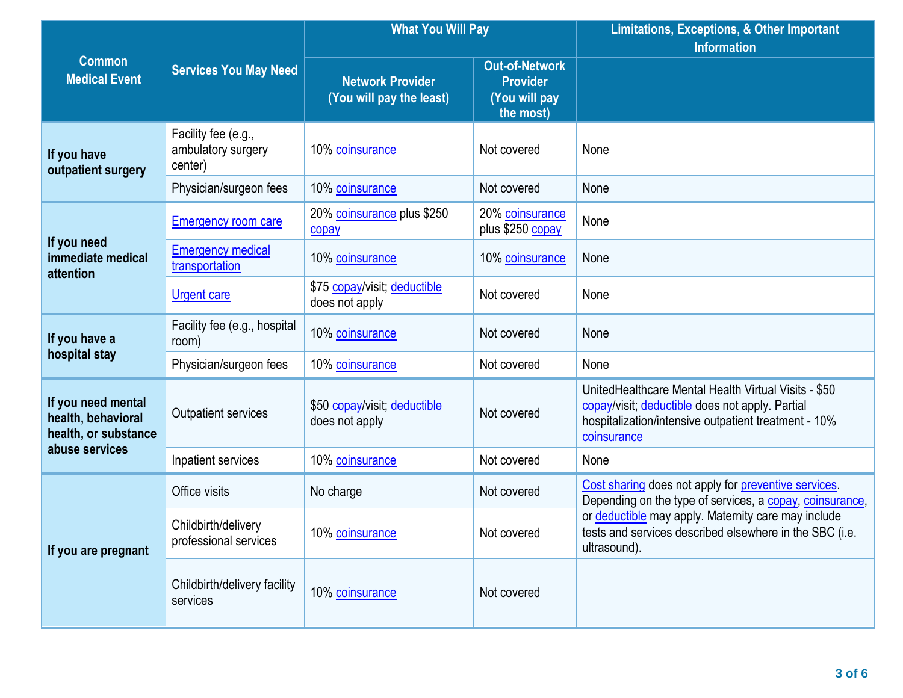| Common Medical Event | Services You May Need | What You Will Pay | | Limitations, Exceptions, & Other Important Information |
|---|---|---|---|---|
| | | Network Provider (You will pay the least) | Out-of-Network Provider (You will pay the most) | |
| If you have outpatient surgery | Facility fee (e.g., ambulatory surgery center) | 10% coinsurance | Not covered | None |
| | Physician/surgeon fees | 10% coinsurance | Not covered | None |
| If you need immediate medical attention | Emergency room care | 20% coinsurance plus $250 copay | 20% coinsurance plus $250 copay | None |
| | Emergency medical transportation | 10% coinsurance | 10% coinsurance | None |
| | Urgent care | $75 copay/visit; deductible does not apply | Not covered | None |
| If you have a hospital stay | Facility fee (e.g., hospital room) | 10% coinsurance | Not covered | None |
| | Physician/surgeon fees | 10% coinsurance | Not covered | None |
| If you need mental health, behavioral health, or substance abuse services | Outpatient services | $50 copay/visit; deductible does not apply | Not covered | UnitedHealthcare Mental Health Virtual Visits - $50 copay/visit; deductible does not apply. Partial hospitalization/intensive outpatient treatment - 10% coinsurance |
| | Inpatient services | 10% coinsurance | Not covered | None |
| If you are pregnant | Office visits | No charge | Not covered | Cost sharing does not apply for preventive services. Depending on the type of services, a copay, coinsurance, or deductible may apply. Maternity care may include tests and services described elsewhere in the SBC (i.e. ultrasound). |
| | Childbirth/delivery professional services | 10% coinsurance | Not covered | |
| | Childbirth/delivery facility services | 10% coinsurance | Not covered | |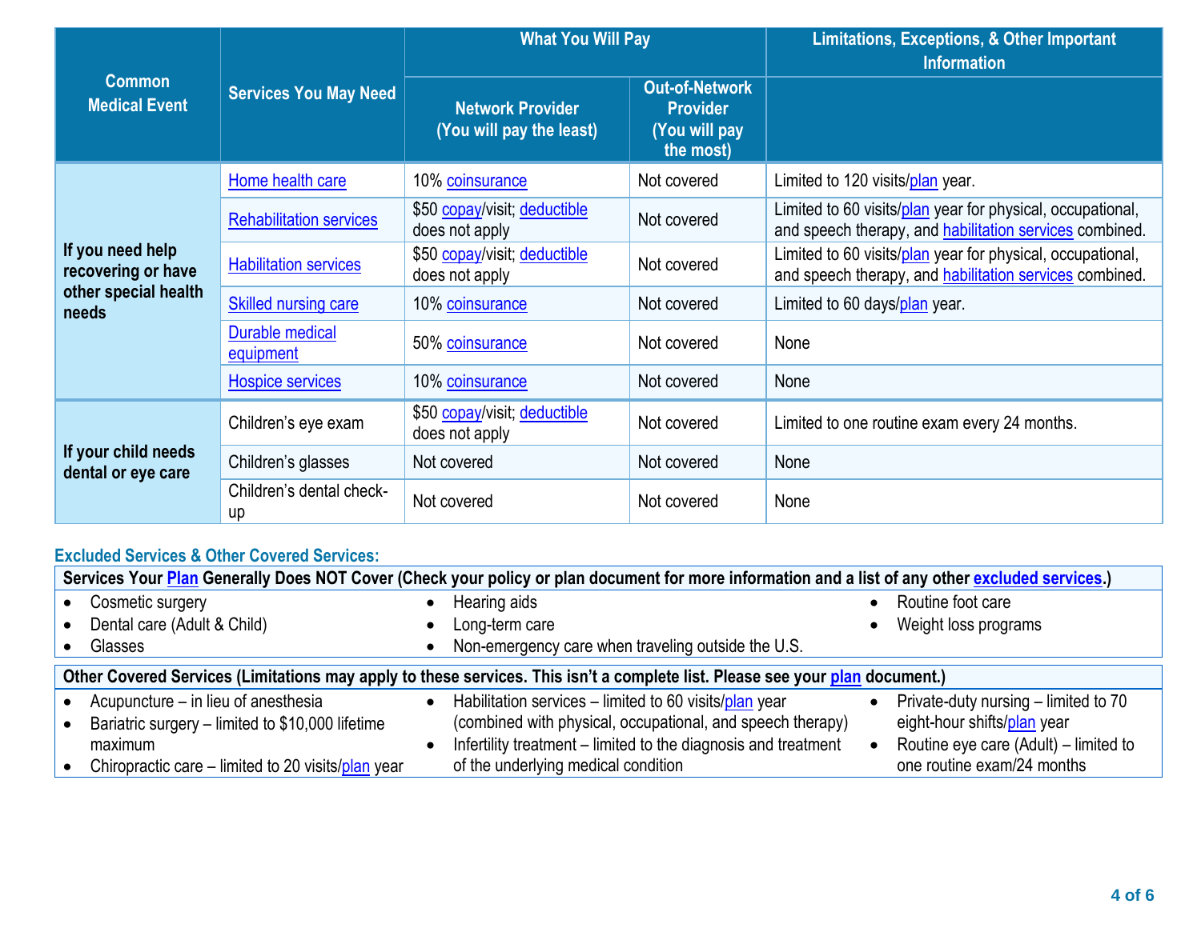| Common Medical Event | Services You May Need | What You Will Pay | | Limitations, Exceptions, & Other Important Information |
|---|---|---|---|---|
| | | Network Provider (You will pay the least) | Out-of-Network Provider (You will pay the most) | |
| If you need help recovering or have other special health needs | Home health care | 10% coinsurance | Not covered | Limited to 120 visits/plan year. |
| | Rehabilitation services | $50 copay/visit; deductible does not apply | Not covered | Limited to 60 visits/plan year for physical, occupational, and speech therapy, and habilitation services combined. |
| | Habilitation services | $50 copay/visit; deductible does not apply | Not covered | Limited to 60 visits/plan year for physical, occupational, and speech therapy, and habilitation services combined. |
| | Skilled nursing care | 10% coinsurance | Not covered | Limited to 60 days/plan year. |
| | Durable medical equipment | 50% coinsurance | Not covered | None |
| | Hospice services | 10% coinsurance | Not covered | None |
| If your child needs dental or eye care | Children's eye exam | $50 copay/visit; deductible does not apply | Not covered | Limited to one routine exam every 24 months. |
| | Children's glasses | Not covered | Not covered | None |
| | Children's dental check-up | Not covered | Not covered | None |

## Excluded Services & Other Covered Services:

**Services Your Plan Generally Does NOT Cover (Check your policy or plan document for more information and a list of any other excluded services.)**

- Cosmetic surgery
- Dental care (Adult & Child)
- Glasses
- Hearing aids
- Long-term care
- Non-emergency care when traveling outside the U.S.
- Routine foot care
- Weight loss programs

**Other Covered Services (Limitations may apply to these services. This isn't a complete list. Please see your plan document.)**

- Acupuncture – in lieu of anesthesia
- Bariatric surgery – limited to $10,000 lifetime maximum
- Chiropractic care – limited to 20 visits/plan year
- Habilitation services – limited to 60 visits/plan year (combined with physical, occupational, and speech therapy)
- Infertility treatment – limited to the diagnosis and treatment of the underlying medical condition
- Private-duty nursing – limited to 70 eight-hour shifts/plan year
- Routine eye care (Adult) – limited to one routine exam/24 months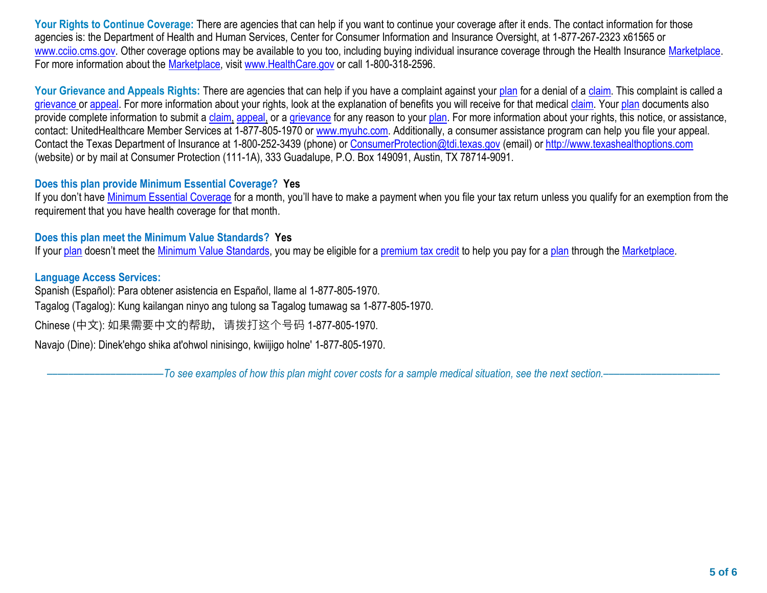**Your Rights to Continue Coverage:** There are agencies that can help if you want to continue your coverage after it ends. The contact information for those agencies is: the Department of Health and Human Services, Center for Consumer Information and Insurance Oversight, at 1-877-267-2323 x61565 or www.cciio.cms.gov. Other coverage options may be available to you too, including buying individual insurance coverage through the Health Insurance Marketplace. For more information about the Marketplace, visit www.HealthCare.gov or call 1-800-318-2596.

**Your Grievance and Appeals Rights:** There are agencies that can help if you have a complaint against your plan for a denial of a claim. This complaint is called a grievance or appeal. For more information about your rights, look at the explanation of benefits you will receive for that medical claim. Your plan documents also provide complete information to submit a claim, appeal, or a grievance for any reason to your plan. For more information about your rights, this notice, or assistance, contact: UnitedHealthcare Member Services at 1-877-805-1970 or www.myuhc.com. Additionally, a consumer assistance program can help you file your appeal. Contact the Texas Department of Insurance at 1-800-252-3439 (phone) or ConsumerProtection@tdi.texas.gov (email) or http://www.texashealthoptions.com (website) or by mail at Consumer Protection (111-1A), 333 Guadalupe, P.O. Box 149091, Austin, TX 78714-9091.

**Does this plan provide Minimum Essential Coverage? Yes**

If you don't have Minimum Essential Coverage for a month, you'll have to make a payment when you file your tax return unless you qualify for an exemption from the requirement that you have health coverage for that month.

**Does this plan meet the Minimum Value Standards? Yes**

If your plan doesn't meet the Minimum Value Standards, you may be eligible for a premium tax credit to help you pay for a plan through the Marketplace.

**Language Access Services:**

Spanish (Español): Para obtener asistencia en Español, llame al 1-877-805-1970.

Tagalog (Tagalog): Kung kailangan ninyo ang tulong sa Tagalog tumawag sa 1-877-805-1970.

Chinese (中文): 如果需要中文的帮助，请拨打这个号码 1-877-805-1970.

Navajo (Dine): Dinek'ehgo shika at'ohwol ninisingo, kwiijigo holne' 1-877-805-1970.

*——————————To see examples of how this plan might cover costs for a sample medical situation, see the next section.——————————*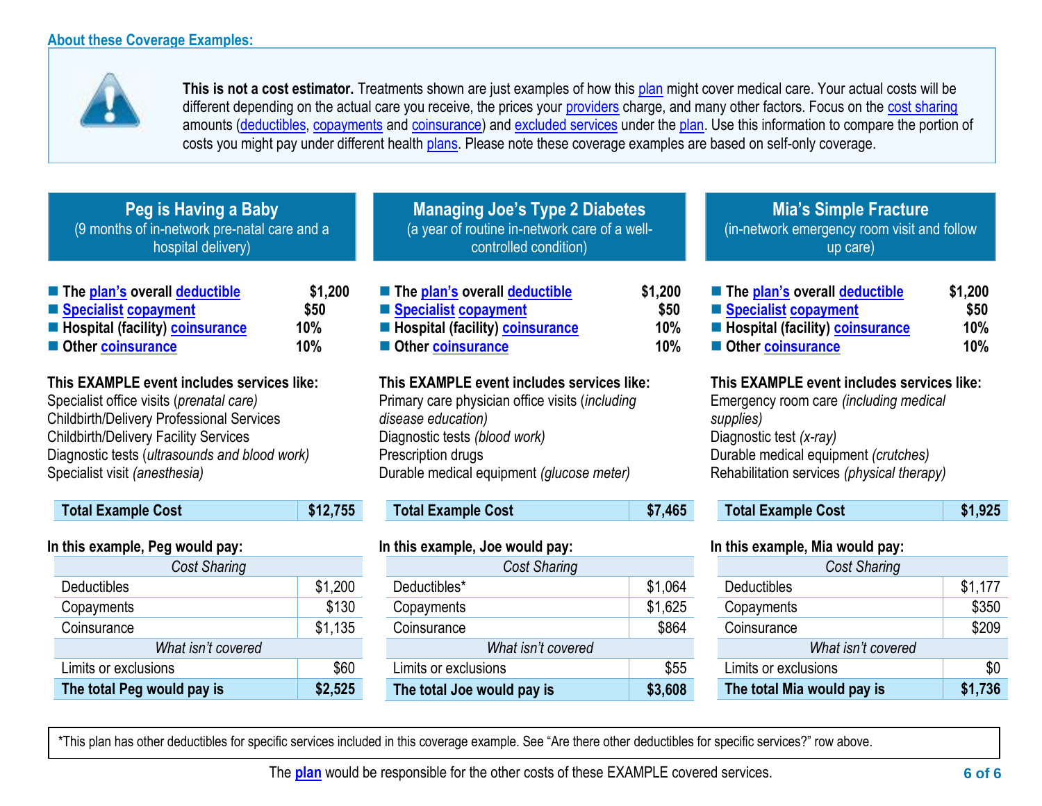## About these Coverage Examples:

**This is not a cost estimator.** Treatments shown are just examples of how this plan might cover medical care. Your actual costs will be different depending on the actual care you receive, the prices your providers charge, and many other factors. Focus on the cost sharing amounts (deductibles, copayments and coinsurance) and excluded services under the plan. Use this information to compare the portion of costs you might pay under different health plans. Please note these coverage examples are based on self-only coverage.

### Peg is Having a Baby
(9 months of in-network pre-natal care and a hospital delivery)

- **The plan's overall deductible** **$1,200**
- **Specialist copayment** **$50**
- **Hospital (facility) coinsurance** **10%**
- **Other coinsurance** **10%**

**This EXAMPLE event includes services like:**
Specialist office visits (*prenatal care)*
Childbirth/Delivery Professional Services
Childbirth/Delivery Facility Services
Diagnostic tests (*ultrasounds and blood work)*
Specialist visit *(anesthesia)*

| **Total Example Cost** | **$12,755** |
|---|---|

**In this example, Peg would pay:**

| *Cost Sharing* | |
|---|---|
| Deductibles | $1,200 |
| Copayments | $130 |
| Coinsurance | $1,135 |
| *What isn't covered* | |
| Limits or exclusions | $60 |
| **The total Peg would pay is** | **$2,525** |

### Managing Joe's Type 2 Diabetes
(a year of routine in-network care of a well-controlled condition)

- **The plan's overall deductible** **$1,200**
- **Specialist copayment** **$50**
- **Hospital (facility) coinsurance** **10%**
- **Other coinsurance** **10%**

**This EXAMPLE event includes services like:**
Primary care physician office visits (*including disease education)*
Diagnostic tests *(blood work)*
Prescription drugs
Durable medical equipment *(glucose meter)*

| **Total Example Cost** | **$7,465** |
|---|---|

**In this example, Joe would pay:**

| *Cost Sharing* | |
|---|---|
| Deductibles* | $1,064 |
| Copayments | $1,625 |
| Coinsurance | $864 |
| *What isn't covered* | |
| Limits or exclusions | $55 |
| **The total Joe would pay is** | **$3,608** |

### Mia's Simple Fracture
(in-network emergency room visit and follow up care)

- **The plan's overall deductible** **$1,200**
- **Specialist copayment** **$50**
- **Hospital (facility) coinsurance** **10%**
- **Other coinsurance** **10%**

**This EXAMPLE event includes services like:**
Emergency room care *(including medical supplies)*
Diagnostic test *(x-ray)*
Durable medical equipment *(crutches)*
Rehabilitation services *(physical therapy)*

| **Total Example Cost** | **$1,925** |
|---|---|

**In this example, Mia would pay:**

| *Cost Sharing* | |
|---|---|
| Deductibles | $1,177 |
| Copayments | $350 |
| Coinsurance | $209 |
| *What isn't covered* | |
| Limits or exclusions | $0 |
| **The total Mia would pay is** | **$1,736** |

*This plan has other deductibles for specific services included in this coverage example. See "Are there other deductibles for specific services?" row above.

The **plan** would be responsible for the other costs of these EXAMPLE covered services.